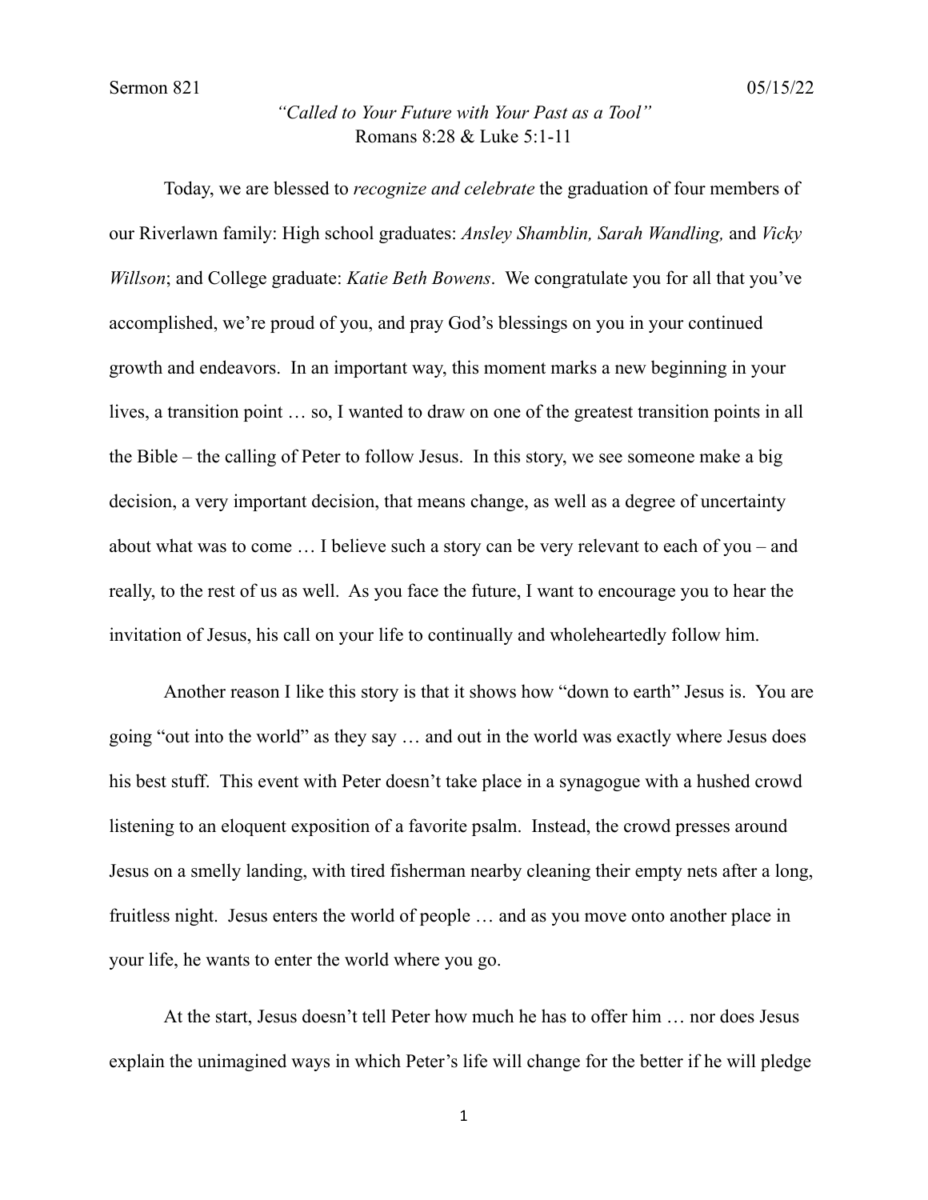Sermon 821 05/15/22

*"Called to Your Future with Your Past as a Tool"*
Romans 8:28 & Luke 5:1-11

Today, we are blessed to *recognize and celebrate* the graduation of four members of our Riverlawn family: High school graduates: *Ansley Shamblin, Sarah Wandling,* and *Vicky Willson*; and College graduate: *Katie Beth Bowens*. We congratulate you for all that you've accomplished, we're proud of you, and pray God's blessings on you in your continued growth and endeavors. In an important way, this moment marks a new beginning in your lives, a transition point … so, I wanted to draw on one of the greatest transition points in all the Bible – the calling of Peter to follow Jesus. In this story, we see someone make a big decision, a very important decision, that means change, as well as a degree of uncertainty about what was to come … I believe such a story can be very relevant to each of you – and really, to the rest of us as well. As you face the future, I want to encourage you to hear the invitation of Jesus, his call on your life to continually and wholeheartedly follow him.

Another reason I like this story is that it shows how "down to earth" Jesus is. You are going "out into the world" as they say … and out in the world was exactly where Jesus does his best stuff. This event with Peter doesn't take place in a synagogue with a hushed crowd listening to an eloquent exposition of a favorite psalm. Instead, the crowd presses around Jesus on a smelly landing, with tired fisherman nearby cleaning their empty nets after a long, fruitless night. Jesus enters the world of people … and as you move onto another place in your life, he wants to enter the world where you go.

At the start, Jesus doesn't tell Peter how much he has to offer him … nor does Jesus explain the unimagined ways in which Peter's life will change for the better if he will pledge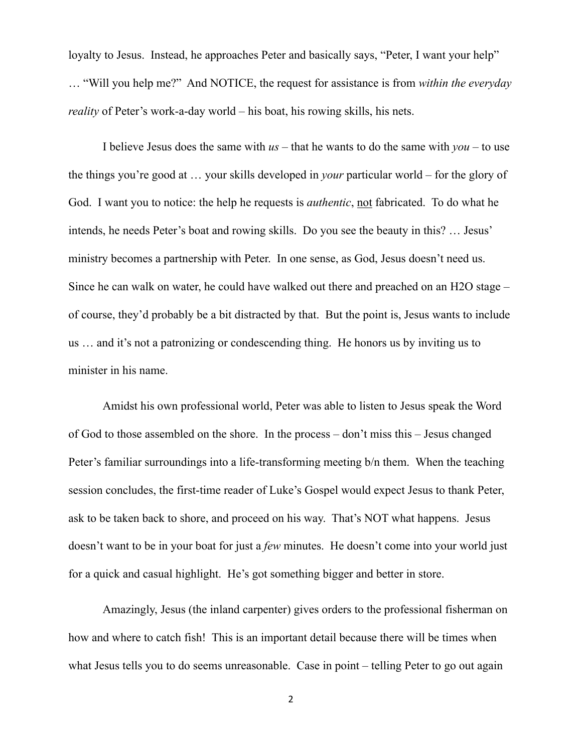loyalty to Jesus. Instead, he approaches Peter and basically says, "Peter, I want your help" … "Will you help me?" And NOTICE, the request for assistance is from *within the everyday reality* of Peter's work-a-day world – his boat, his rowing skills, his nets.

I believe Jesus does the same with *us* – that he wants to do the same with *you* – to use the things you're good at … your skills developed in *your* particular world – for the glory of God. I want you to notice: the help he requests is *authentic*, <u>not</u> fabricated. To do what he intends, he needs Peter's boat and rowing skills. Do you see the beauty in this? … Jesus' ministry becomes a partnership with Peter. In one sense, as God, Jesus doesn't need us. Since he can walk on water, he could have walked out there and preached on an H2O stage – of course, they'd probably be a bit distracted by that. But the point is, Jesus wants to include us … and it's not a patronizing or condescending thing. He honors us by inviting us to minister in his name.

Amidst his own professional world, Peter was able to listen to Jesus speak the Word of God to those assembled on the shore. In the process – don't miss this – Jesus changed Peter's familiar surroundings into a life-transforming meeting b/n them. When the teaching session concludes, the first-time reader of Luke's Gospel would expect Jesus to thank Peter, ask to be taken back to shore, and proceed on his way. That's NOT what happens. Jesus doesn't want to be in your boat for just a *few* minutes. He doesn't come into your world just for a quick and casual highlight. He's got something bigger and better in store.

Amazingly, Jesus (the inland carpenter) gives orders to the professional fisherman on how and where to catch fish! This is an important detail because there will be times when what Jesus tells you to do seems unreasonable. Case in point – telling Peter to go out again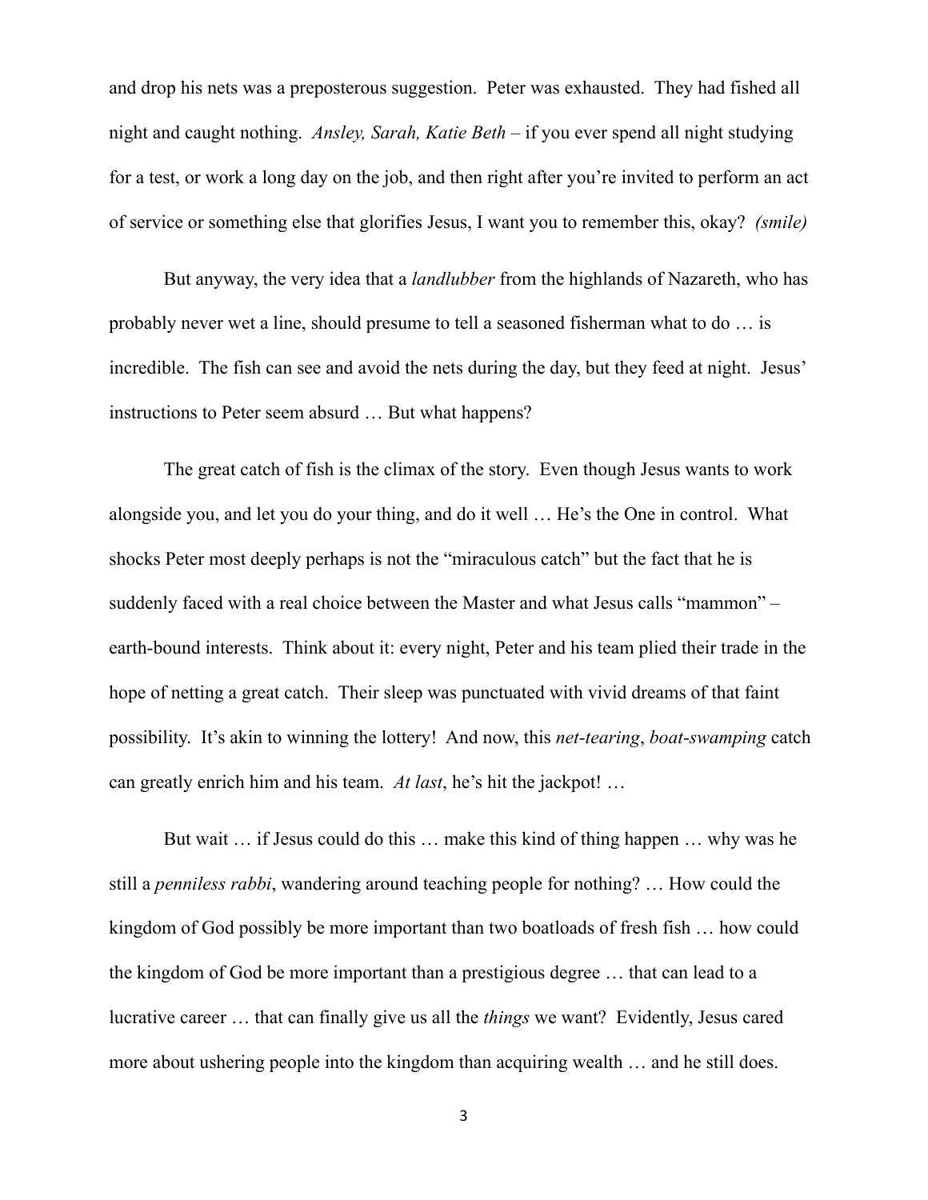and drop his nets was a preposterous suggestion. Peter was exhausted. They had fished all night and caught nothing. *Ansley, Sarah, Katie Beth* – if you ever spend all night studying for a test, or work a long day on the job, and then right after you're invited to perform an act of service or something else that glorifies Jesus, I want you to remember this, okay? *(smile)*

But anyway, the very idea that a *landlubber* from the highlands of Nazareth, who has probably never wet a line, should presume to tell a seasoned fisherman what to do … is incredible. The fish can see and avoid the nets during the day, but they feed at night. Jesus' instructions to Peter seem absurd … But what happens?

The great catch of fish is the climax of the story. Even though Jesus wants to work alongside you, and let you do your thing, and do it well … He's the One in control. What shocks Peter most deeply perhaps is not the "miraculous catch" but the fact that he is suddenly faced with a real choice between the Master and what Jesus calls "mammon" – earth-bound interests. Think about it: every night, Peter and his team plied their trade in the hope of netting a great catch. Their sleep was punctuated with vivid dreams of that faint possibility. It's akin to winning the lottery! And now, this *net-tearing*, *boat-swamping* catch can greatly enrich him and his team. *At last*, he's hit the jackpot! …

But wait … if Jesus could do this … make this kind of thing happen … why was he still a *penniless rabbi*, wandering around teaching people for nothing? … How could the kingdom of God possibly be more important than two boatloads of fresh fish … how could the kingdom of God be more important than a prestigious degree … that can lead to a lucrative career … that can finally give us all the *things* we want? Evidently, Jesus cared more about ushering people into the kingdom than acquiring wealth … and he still does.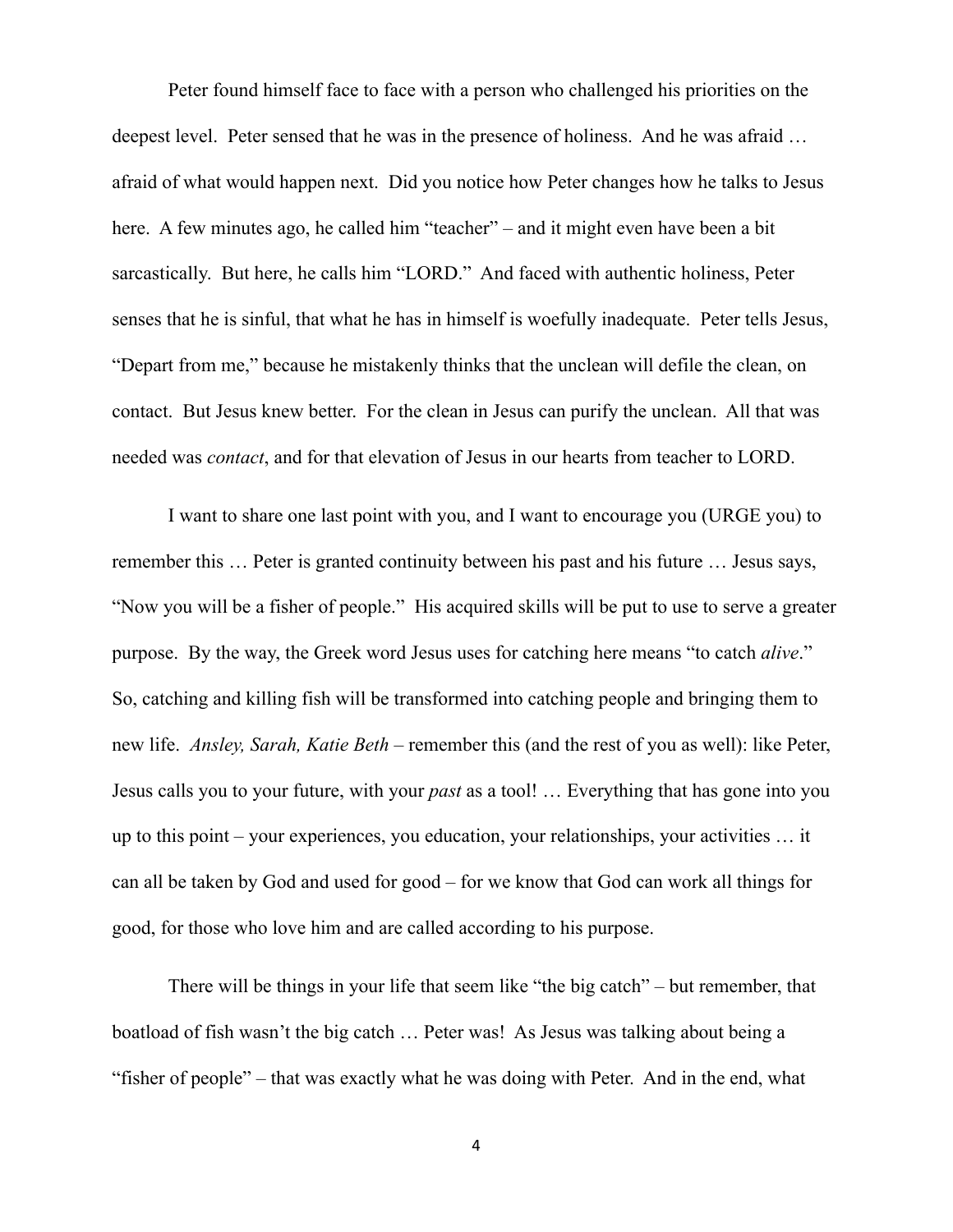Peter found himself face to face with a person who challenged his priorities on the deepest level. Peter sensed that he was in the presence of holiness. And he was afraid … afraid of what would happen next. Did you notice how Peter changes how he talks to Jesus here. A few minutes ago, he called him "teacher" – and it might even have been a bit sarcastically. But here, he calls him "LORD." And faced with authentic holiness, Peter senses that he is sinful, that what he has in himself is woefully inadequate. Peter tells Jesus, "Depart from me," because he mistakenly thinks that the unclean will defile the clean, on contact. But Jesus knew better. For the clean in Jesus can purify the unclean. All that was needed was *contact*, and for that elevation of Jesus in our hearts from teacher to LORD.

I want to share one last point with you, and I want to encourage you (URGE you) to remember this … Peter is granted continuity between his past and his future … Jesus says, "Now you will be a fisher of people." His acquired skills will be put to use to serve a greater purpose. By the way, the Greek word Jesus uses for catching here means "to catch *alive*." So, catching and killing fish will be transformed into catching people and bringing them to new life. *Ansley, Sarah, Katie Beth* – remember this (and the rest of you as well): like Peter, Jesus calls you to your future, with your *past* as a tool! … Everything that has gone into you up to this point – your experiences, you education, your relationships, your activities … it can all be taken by God and used for good – for we know that God can work all things for good, for those who love him and are called according to his purpose.

There will be things in your life that seem like "the big catch" – but remember, that boatload of fish wasn't the big catch … Peter was! As Jesus was talking about being a "fisher of people" – that was exactly what he was doing with Peter. And in the end, what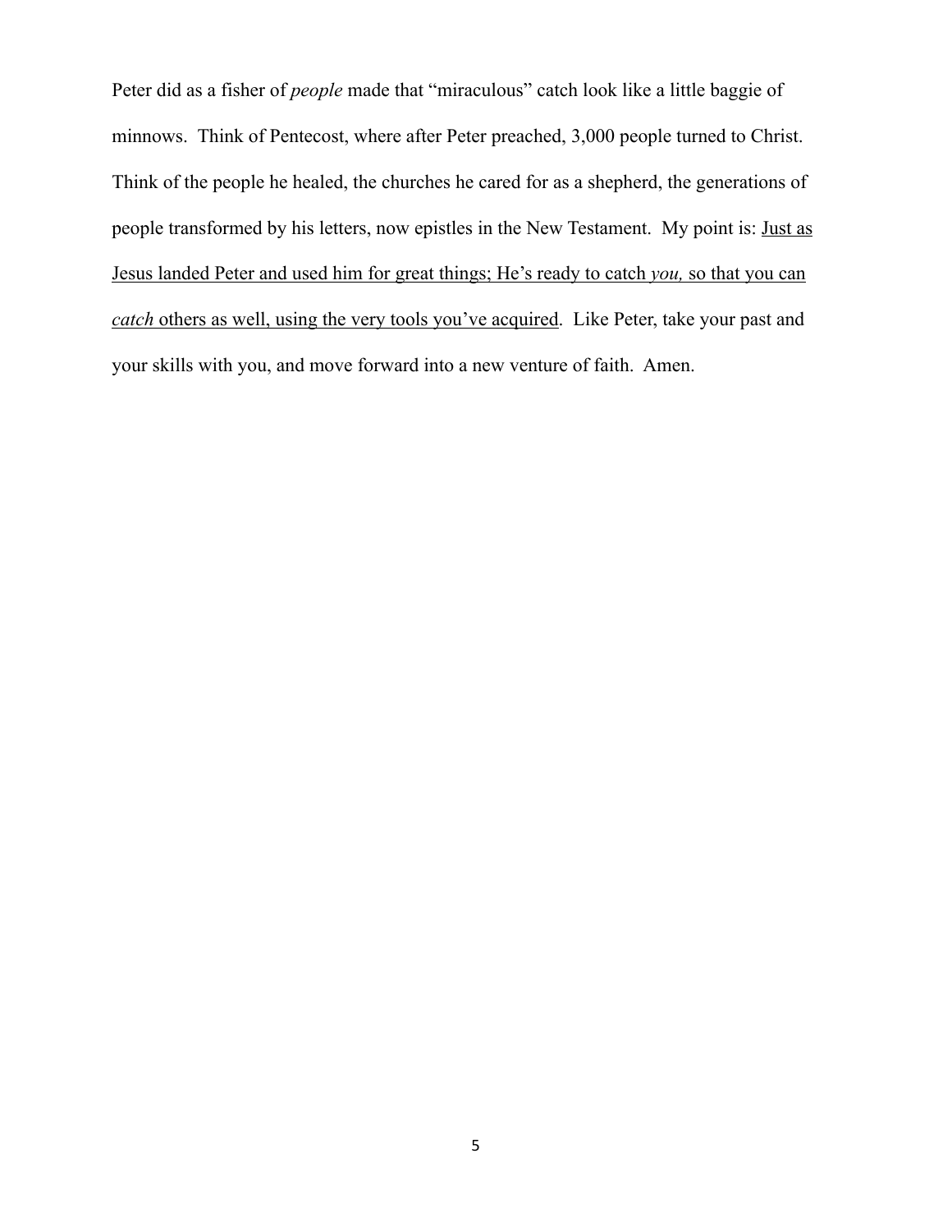Peter did as a fisher of *people* made that "miraculous" catch look like a little baggie of minnows. Think of Pentecost, where after Peter preached, 3,000 people turned to Christ. Think of the people he healed, the churches he cared for as a shepherd, the generations of people transformed by his letters, now epistles in the New Testament. My point is: <u>Just as Jesus landed Peter and used him for great things; He's ready to catch *you,* so that you can *catch* others as well, using the very tools you've acquired</u>. Like Peter, take your past and your skills with you, and move forward into a new venture of faith. Amen.